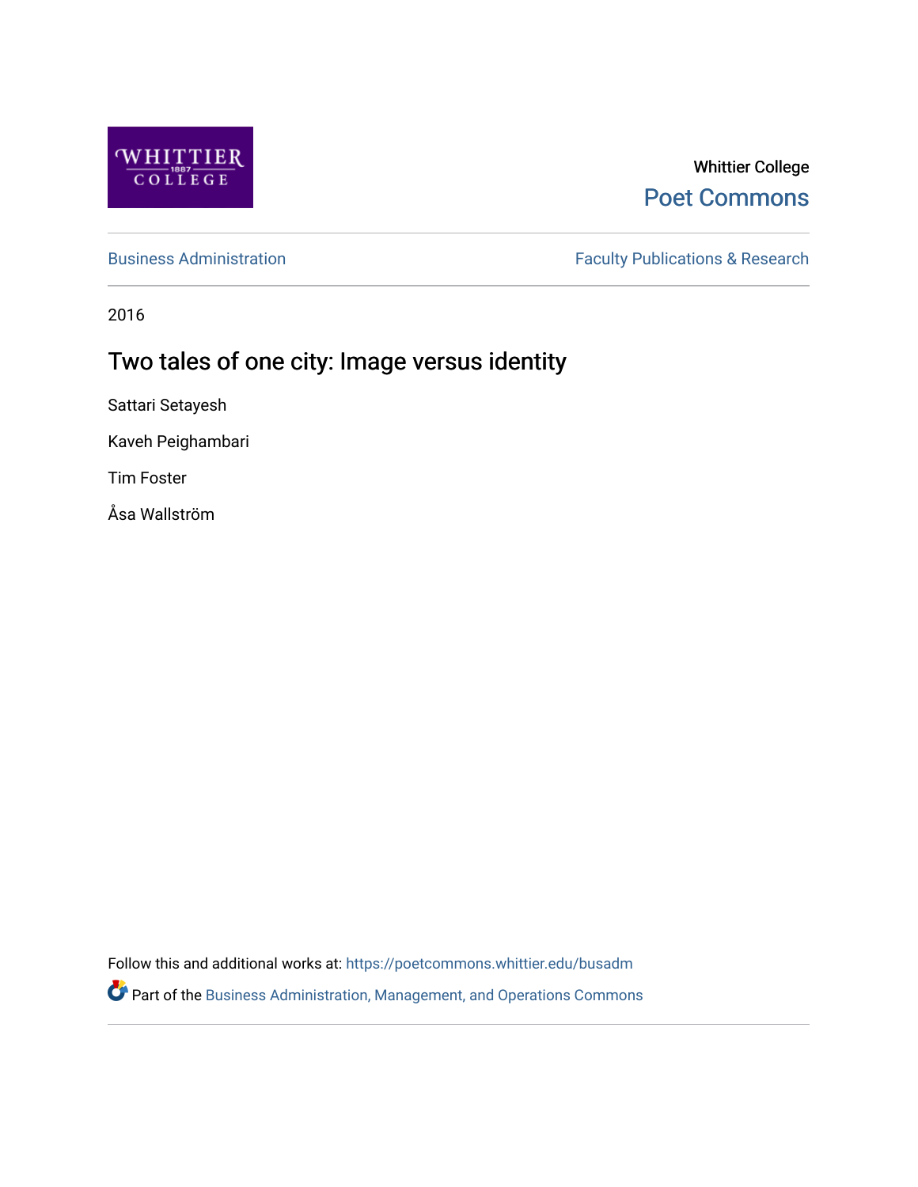Whittier College

Poet Commons

Business Administration

Faculty Publications & Research

2016

# Two tales of one city: Image versus identity

Sattari Setayesh

Kaveh Peighambari

Tim Foster

Åsa Wallström

Follow this and additional works at: https://poetcommons.whittier.edu/busadm

Part of the Business Administration, Management, and Operations Commons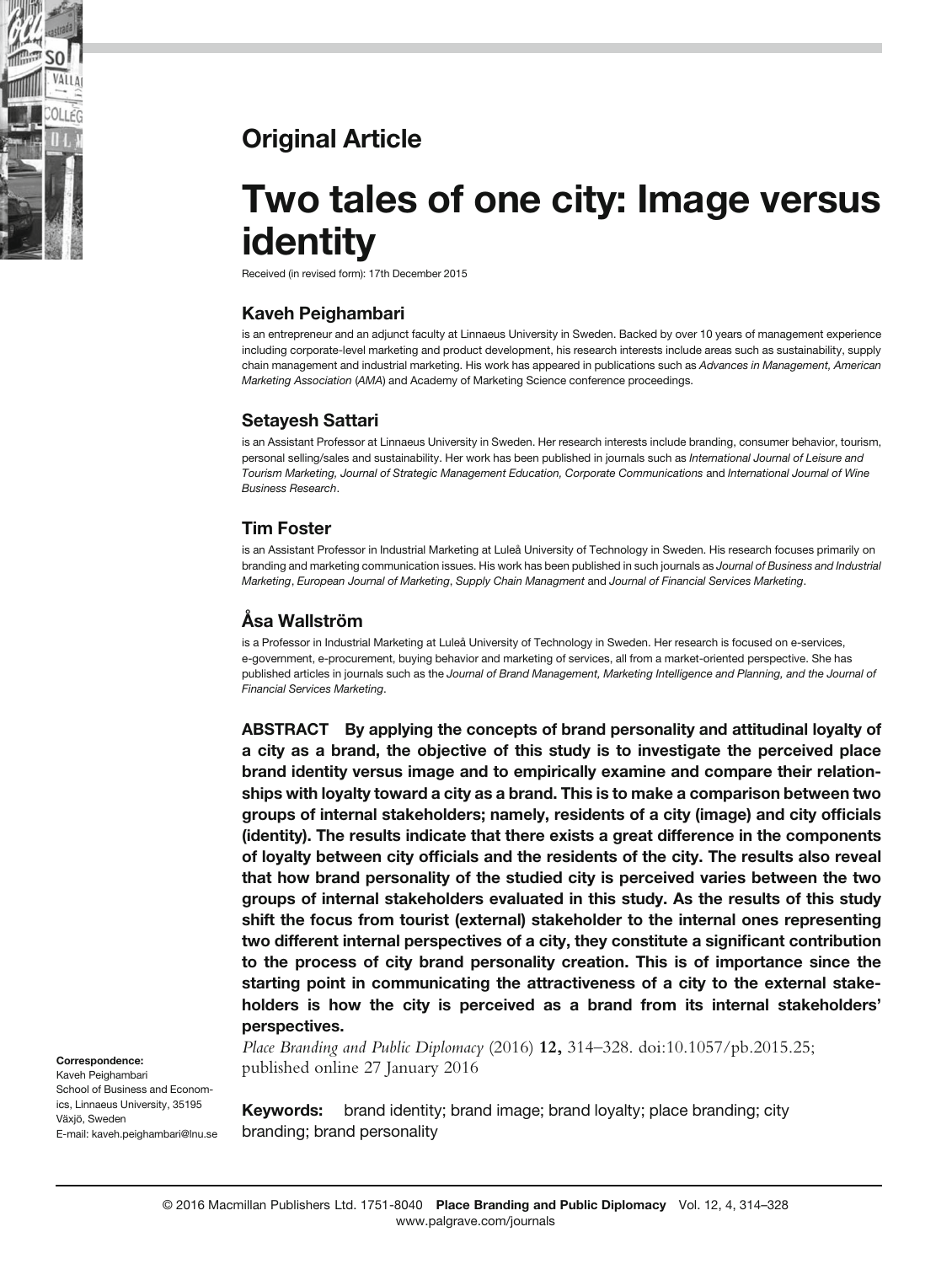## Original Article

# Two tales of one city: Image versus identity

Received (in revised form): 17th December 2015

### Kaveh Peighambari

is an entrepreneur and an adjunct faculty at Linnaeus University in Sweden. Backed by over 10 years of management experience including corporate-level marketing and product development, his research interests include areas such as sustainability, supply chain management and industrial marketing. His work has appeared in publications such as *Advances in Management, American Marketing Association* (*AMA*) and Academy of Marketing Science conference proceedings.

### Setayesh Sattari

is an Assistant Professor at Linnaeus University in Sweden. Her research interests include branding, consumer behavior, tourism, personal selling/sales and sustainability. Her work has been published in journals such as *International Journal of Leisure and Tourism Marketing, Journal of Strategic Management Education, Corporate Communications* and *International Journal of Wine Business Research*.

### Tim Foster

is an Assistant Professor in Industrial Marketing at Luleå University of Technology in Sweden. His research focuses primarily on branding and marketing communication issues. His work has been published in such journals as *Journal of Business and Industrial Marketing*, *European Journal of Marketing*, *Supply Chain Managment* and *Journal of Financial Services Marketing*.

### Åsa Wallström

is a Professor in Industrial Marketing at Luleå University of Technology in Sweden. Her research is focused on e-services, e-government, e-procurement, buying behavior and marketing of services, all from a market-oriented perspective. She has published articles in journals such as the *Journal of Brand Management, Marketing Intelligence and Planning, and the Journal of Financial Services Marketing*.

**ABSTRACT By applying the concepts of brand personality and attitudinal loyalty of a city as a brand, the objective of this study is to investigate the perceived place brand identity versus image and to empirically examine and compare their relationships with loyalty toward a city as a brand. This is to make a comparison between two groups of internal stakeholders; namely, residents of a city (image) and city officials (identity). The results indicate that there exists a great difference in the components of loyalty between city officials and the residents of the city. The results also reveal that how brand personality of the studied city is perceived varies between the two groups of internal stakeholders evaluated in this study. As the results of this study shift the focus from tourist (external) stakeholder to the internal ones representing two different internal perspectives of a city, they constitute a significant contribution to the process of city brand personality creation. This is of importance since the starting point in communicating the attractiveness of a city to the external stakeholders is how the city is perceived as a brand from its internal stakeholders' perspectives.**

*Place Branding and Public Diplomacy* (2016) **12,** 314–328. doi:10.1057/pb.2015.25; published online 27 January 2016

**Keywords:** brand identity; brand image; brand loyalty; place branding; city branding; brand personality

**Correspondence:**
Kaveh Peighambari
School of Business and Economics, Linnaeus University, 35195 Växjö, Sweden
E-mail: kaveh.peighambari@lnu.se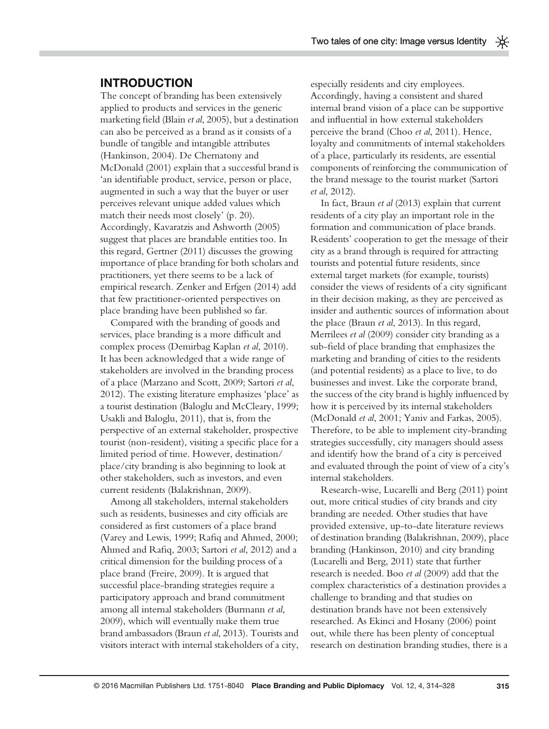## INTRODUCTION

The concept of branding has been extensively applied to products and services in the generic marketing field (Blain *et al*, 2005), but a destination can also be perceived as a brand as it consists of a bundle of tangible and intangible attributes (Hankinson, 2004). De Chernatony and McDonald (2001) explain that a successful brand is 'an identifiable product, service, person or place, augmented in such a way that the buyer or user perceives relevant unique added values which match their needs most closely' (p. 20). Accordingly, Kavaratzis and Ashworth (2005) suggest that places are brandable entities too. In this regard, Gertner (2011) discusses the growing importance of place branding for both scholars and practitioners, yet there seems to be a lack of empirical research. Zenker and Erfgen (2014) add that few practitioner-oriented perspectives on place branding have been published so far.

Compared with the branding of goods and services, place branding is a more difficult and complex process (Demirbag Kaplan *et al*, 2010). It has been acknowledged that a wide range of stakeholders are involved in the branding process of a place (Marzano and Scott, 2009; Sartori *et al*, 2012). The existing literature emphasizes 'place' as a tourist destination (Baloglu and McCleary, 1999; Usakli and Baloglu, 2011), that is, from the perspective of an external stakeholder, prospective tourist (non-resident), visiting a specific place for a limited period of time. However, destination/place/city branding is also beginning to look at other stakeholders, such as investors, and even current residents (Balakrishnan, 2009).

Among all stakeholders, internal stakeholders such as residents, businesses and city officials are considered as first customers of a place brand (Varey and Lewis, 1999; Rafiq and Ahmed, 2000; Ahmed and Rafiq, 2003; Sartori *et al*, 2012) and a critical dimension for the building process of a place brand (Freire, 2009). It is argued that successful place-branding strategies require a participatory approach and brand commitment among all internal stakeholders (Burmann *et al*, 2009), which will eventually make them true brand ambassadors (Braun *et al*, 2013). Tourists and visitors interact with internal stakeholders of a city, especially residents and city employees. Accordingly, having a consistent and shared internal brand vision of a place can be supportive and influential in how external stakeholders perceive the brand (Choo *et al*, 2011). Hence, loyalty and commitments of internal stakeholders of a place, particularly its residents, are essential components of reinforcing the communication of the brand message to the tourist market (Sartori *et al*, 2012).

In fact, Braun *et al* (2013) explain that current residents of a city play an important role in the formation and communication of place brands. Residents' cooperation to get the message of their city as a brand through is required for attracting tourists and potential future residents, since external target markets (for example, tourists) consider the views of residents of a city significant in their decision making, as they are perceived as insider and authentic sources of information about the place (Braun *et al*, 2013). In this regard, Merrilees *et al* (2009) consider city branding as a sub-field of place branding that emphasizes the marketing and branding of cities to the residents (and potential residents) as a place to live, to do businesses and invest. Like the corporate brand, the success of the city brand is highly influenced by how it is perceived by its internal stakeholders (McDonald *et al*, 2001; Yaniv and Farkas, 2005). Therefore, to be able to implement city-branding strategies successfully, city managers should assess and identify how the brand of a city is perceived and evaluated through the point of view of a city's internal stakeholders.

Research-wise, Lucarelli and Berg (2011) point out, more critical studies of city brands and city branding are needed. Other studies that have provided extensive, up-to-date literature reviews of destination branding (Balakrishnan, 2009), place branding (Hankinson, 2010) and city branding (Lucarelli and Berg, 2011) state that further research is needed. Boo *et al* (2009) add that the complex characteristics of a destination provides a challenge to branding and that studies on destination brands have not been extensively researched. As Ekinci and Hosany (2006) point out, while there has been plenty of conceptual research on destination branding studies, there is a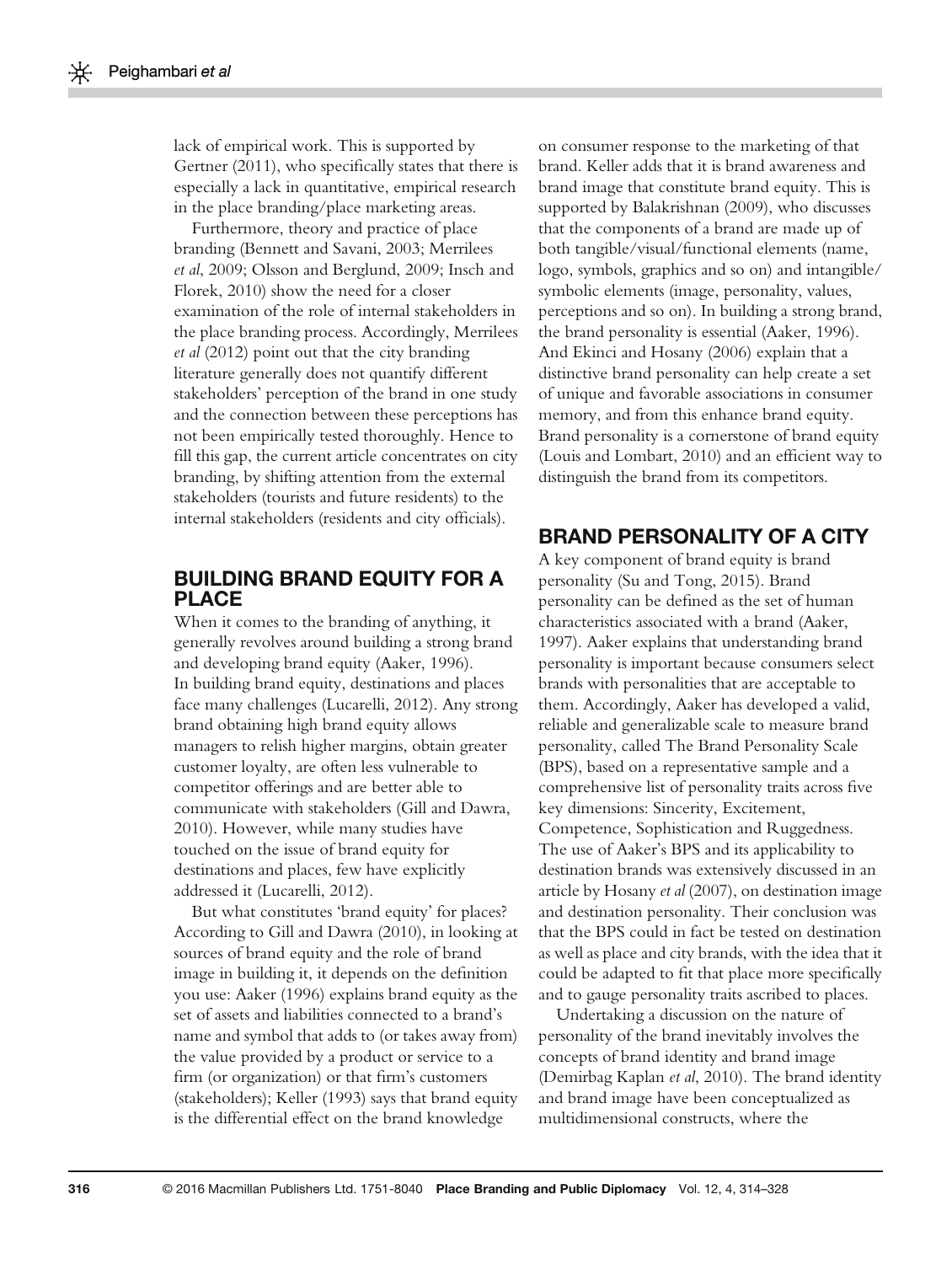lack of empirical work. This is supported by Gertner (2011), who specifically states that there is especially a lack in quantitative, empirical research in the place branding/place marketing areas.

Furthermore, theory and practice of place branding (Bennett and Savani, 2003; Merrilees *et al*, 2009; Olsson and Berglund, 2009; Insch and Florek, 2010) show the need for a closer examination of the role of internal stakeholders in the place branding process. Accordingly, Merrilees *et al* (2012) point out that the city branding literature generally does not quantify different stakeholders' perception of the brand in one study and the connection between these perceptions has not been empirically tested thoroughly. Hence to fill this gap, the current article concentrates on city branding, by shifting attention from the external stakeholders (tourists and future residents) to the internal stakeholders (residents and city officials).

## BUILDING BRAND EQUITY FOR A PLACE

When it comes to the branding of anything, it generally revolves around building a strong brand and developing brand equity (Aaker, 1996). In building brand equity, destinations and places face many challenges (Lucarelli, 2012). Any strong brand obtaining high brand equity allows managers to relish higher margins, obtain greater customer loyalty, are often less vulnerable to competitor offerings and are better able to communicate with stakeholders (Gill and Dawra, 2010). However, while many studies have touched on the issue of brand equity for destinations and places, few have explicitly addressed it (Lucarelli, 2012).

But what constitutes 'brand equity' for places? According to Gill and Dawra (2010), in looking at sources of brand equity and the role of brand image in building it, it depends on the definition you use: Aaker (1996) explains brand equity as the set of assets and liabilities connected to a brand's name and symbol that adds to (or takes away from) the value provided by a product or service to a firm (or organization) or that firm's customers (stakeholders); Keller (1993) says that brand equity is the differential effect on the brand knowledge on consumer response to the marketing of that brand. Keller adds that it is brand awareness and brand image that constitute brand equity. This is supported by Balakrishnan (2009), who discusses that the components of a brand are made up of both tangible/visual/functional elements (name, logo, symbols, graphics and so on) and intangible/symbolic elements (image, personality, values, perceptions and so on). In building a strong brand, the brand personality is essential (Aaker, 1996). And Ekinci and Hosany (2006) explain that a distinctive brand personality can help create a set of unique and favorable associations in consumer memory, and from this enhance brand equity. Brand personality is a cornerstone of brand equity (Louis and Lombart, 2010) and an efficient way to distinguish the brand from its competitors.

## BRAND PERSONALITY OF A CITY

A key component of brand equity is brand personality (Su and Tong, 2015). Brand personality can be defined as the set of human characteristics associated with a brand (Aaker, 1997). Aaker explains that understanding brand personality is important because consumers select brands with personalities that are acceptable to them. Accordingly, Aaker has developed a valid, reliable and generalizable scale to measure brand personality, called The Brand Personality Scale (BPS), based on a representative sample and a comprehensive list of personality traits across five key dimensions: Sincerity, Excitement, Competence, Sophistication and Ruggedness. The use of Aaker's BPS and its applicability to destination brands was extensively discussed in an article by Hosany *et al* (2007), on destination image and destination personality. Their conclusion was that the BPS could in fact be tested on destination as well as place and city brands, with the idea that it could be adapted to fit that place more specifically and to gauge personality traits ascribed to places.

Undertaking a discussion on the nature of personality of the brand inevitably involves the concepts of brand identity and brand image (Demirbag Kaplan *et al*, 2010). The brand identity and brand image have been conceptualized as multidimensional constructs, where the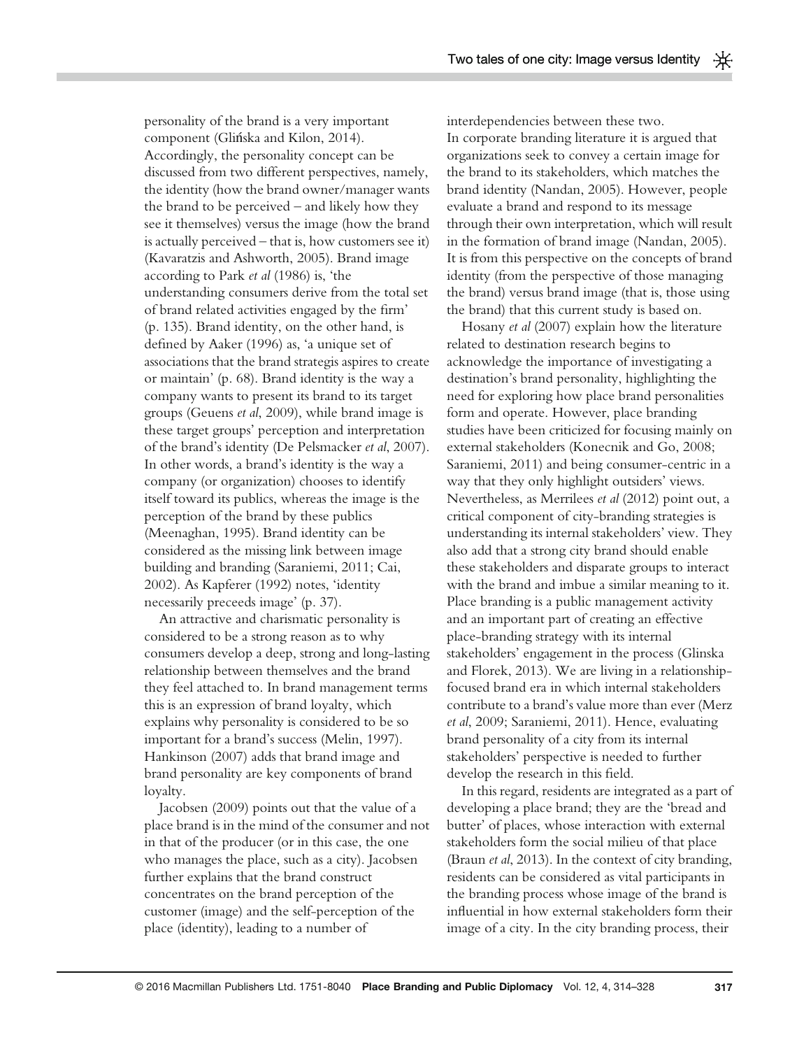personality of the brand is a very important component (Glińska and Kilon, 2014). Accordingly, the personality concept can be discussed from two different perspectives, namely, the identity (how the brand owner/manager wants the brand to be perceived – and likely how they see it themselves) versus the image (how the brand is actually perceived – that is, how customers see it) (Kavaratzis and Ashworth, 2005). Brand image according to Park *et al* (1986) is, 'the understanding consumers derive from the total set of brand related activities engaged by the firm' (p. 135). Brand identity, on the other hand, is defined by Aaker (1996) as, 'a unique set of associations that the brand strategis aspires to create or maintain' (p. 68). Brand identity is the way a company wants to present its brand to its target groups (Geuens *et al*, 2009), while brand image is these target groups' perception and interpretation of the brand's identity (De Pelsmacker *et al*, 2007). In other words, a brand's identity is the way a company (or organization) chooses to identify itself toward its publics, whereas the image is the perception of the brand by these publics (Meenaghan, 1995). Brand identity can be considered as the missing link between image building and branding (Saraniemi, 2011; Cai, 2002). As Kapferer (1992) notes, 'identity necessarily preceeds image' (p. 37).

An attractive and charismatic personality is considered to be a strong reason as to why consumers develop a deep, strong and long-lasting relationship between themselves and the brand they feel attached to. In brand management terms this is an expression of brand loyalty, which explains why personality is considered to be so important for a brand's success (Melin, 1997). Hankinson (2007) adds that brand image and brand personality are key components of brand loyalty.

Jacobsen (2009) points out that the value of a place brand is in the mind of the consumer and not in that of the producer (or in this case, the one who manages the place, such as a city). Jacobsen further explains that the brand construct concentrates on the brand perception of the customer (image) and the self-perception of the place (identity), leading to a number of interdependencies between these two. In corporate branding literature it is argued that organizations seek to convey a certain image for the brand to its stakeholders, which matches the brand identity (Nandan, 2005). However, people evaluate a brand and respond to its message through their own interpretation, which will result in the formation of brand image (Nandan, 2005). It is from this perspective on the concepts of brand identity (from the perspective of those managing the brand) versus brand image (that is, those using the brand) that this current study is based on.

Hosany *et al* (2007) explain how the literature related to destination research begins to acknowledge the importance of investigating a destination's brand personality, highlighting the need for exploring how place brand personalities form and operate. However, place branding studies have been criticized for focusing mainly on external stakeholders (Konecnik and Go, 2008; Saraniemi, 2011) and being consumer-centric in a way that they only highlight outsiders' views. Nevertheless, as Merrilees *et al* (2012) point out, a critical component of city-branding strategies is understanding its internal stakeholders' view. They also add that a strong city brand should enable these stakeholders and disparate groups to interact with the brand and imbue a similar meaning to it. Place branding is a public management activity and an important part of creating an effective place-branding strategy with its internal stakeholders' engagement in the process (Glinska and Florek, 2013). We are living in a relationship-focused brand era in which internal stakeholders contribute to a brand's value more than ever (Merz *et al*, 2009; Saraniemi, 2011). Hence, evaluating brand personality of a city from its internal stakeholders' perspective is needed to further develop the research in this field.

In this regard, residents are integrated as a part of developing a place brand; they are the 'bread and butter' of places, whose interaction with external stakeholders form the social milieu of that place (Braun *et al*, 2013). In the context of city branding, residents can be considered as vital participants in the branding process whose image of the brand is influential in how external stakeholders form their image of a city. In the city branding process, their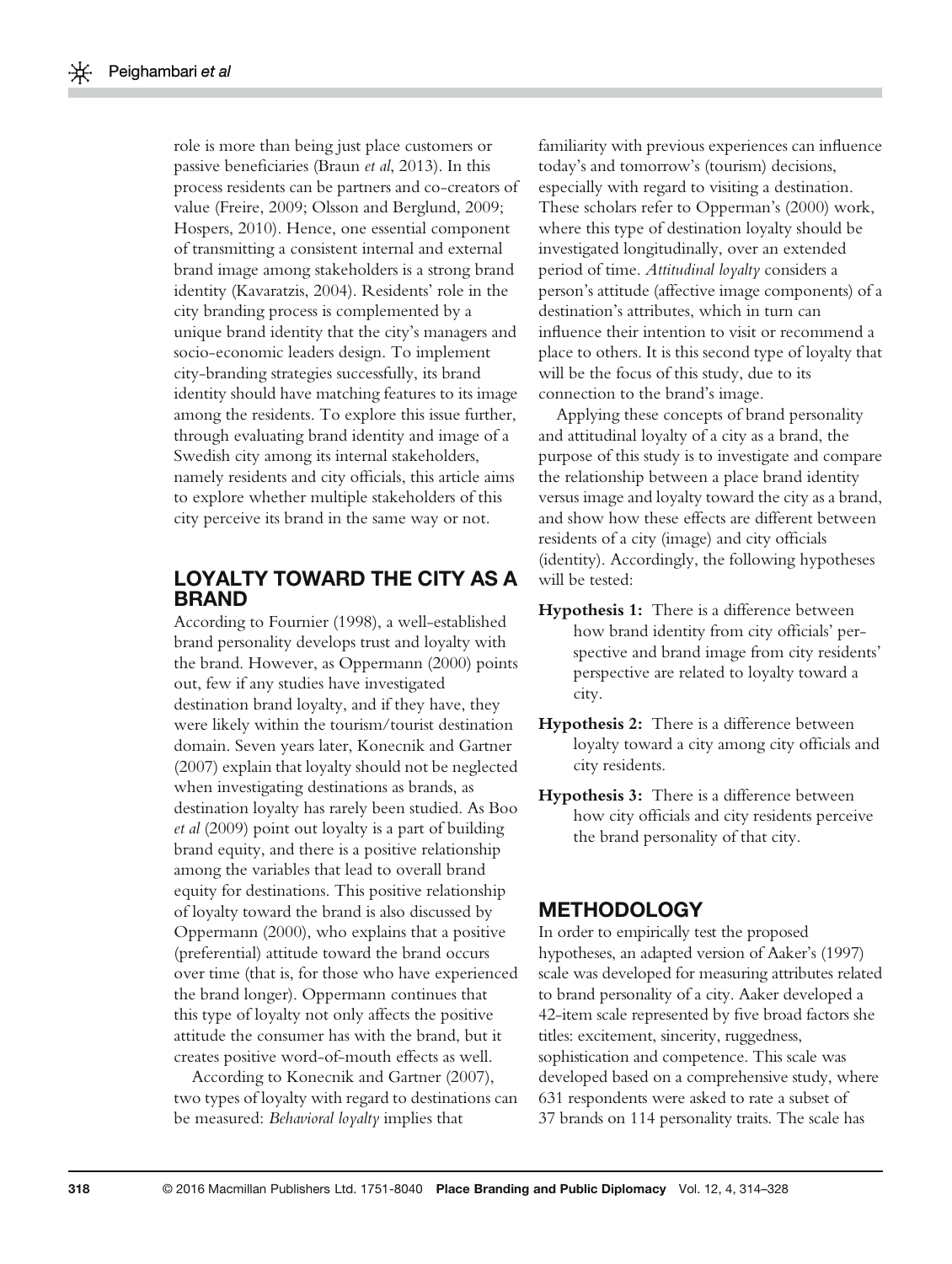role is more than being just place customers or passive beneficiaries (Braun *et al*, 2013). In this process residents can be partners and co-creators of value (Freire, 2009; Olsson and Berglund, 2009; Hospers, 2010). Hence, one essential component of transmitting a consistent internal and external brand image among stakeholders is a strong brand identity (Kavaratzis, 2004). Residents' role in the city branding process is complemented by a unique brand identity that the city's managers and socio-economic leaders design. To implement city-branding strategies successfully, its brand identity should have matching features to its image among the residents. To explore this issue further, through evaluating brand identity and image of a Swedish city among its internal stakeholders, namely residents and city officials, this article aims to explore whether multiple stakeholders of this city perceive its brand in the same way or not.

## LOYALTY TOWARD THE CITY AS A BRAND

According to Fournier (1998), a well-established brand personality develops trust and loyalty with the brand. However, as Oppermann (2000) points out, few if any studies have investigated destination brand loyalty, and if they have, they were likely within the tourism/tourist destination domain. Seven years later, Konecnik and Gartner (2007) explain that loyalty should not be neglected when investigating destinations as brands, as destination loyalty has rarely been studied. As Boo *et al* (2009) point out loyalty is a part of building brand equity, and there is a positive relationship among the variables that lead to overall brand equity for destinations. This positive relationship of loyalty toward the brand is also discussed by Oppermann (2000), who explains that a positive (preferential) attitude toward the brand occurs over time (that is, for those who have experienced the brand longer). Oppermann continues that this type of loyalty not only affects the positive attitude the consumer has with the brand, but it creates positive word-of-mouth effects as well.

According to Konecnik and Gartner (2007), two types of loyalty with regard to destinations can be measured: *Behavioral loyalty* implies that familiarity with previous experiences can influence today's and tomorrow's (tourism) decisions, especially with regard to visiting a destination. These scholars refer to Opperman's (2000) work, where this type of destination loyalty should be investigated longitudinally, over an extended period of time. *Attitudinal loyalty* considers a person's attitude (affective image components) of a destination's attributes, which in turn can influence their intention to visit or recommend a place to others. It is this second type of loyalty that will be the focus of this study, due to its connection to the brand's image.

Applying these concepts of brand personality and attitudinal loyalty of a city as a brand, the purpose of this study is to investigate and compare the relationship between a place brand identity versus image and loyalty toward the city as a brand, and show how these effects are different between residents of a city (image) and city officials (identity). Accordingly, the following hypotheses will be tested:

**Hypothesis 1:** There is a difference between how brand identity from city officials' perspective and brand image from city residents' perspective are related to loyalty toward a city.

**Hypothesis 2:** There is a difference between loyalty toward a city among city officials and city residents.

**Hypothesis 3:** There is a difference between how city officials and city residents perceive the brand personality of that city.

## METHODOLOGY

In order to empirically test the proposed hypotheses, an adapted version of Aaker's (1997) scale was developed for measuring attributes related to brand personality of a city. Aaker developed a 42-item scale represented by five broad factors she titles: excitement, sincerity, ruggedness, sophistication and competence. This scale was developed based on a comprehensive study, where 631 respondents were asked to rate a subset of 37 brands on 114 personality traits. The scale has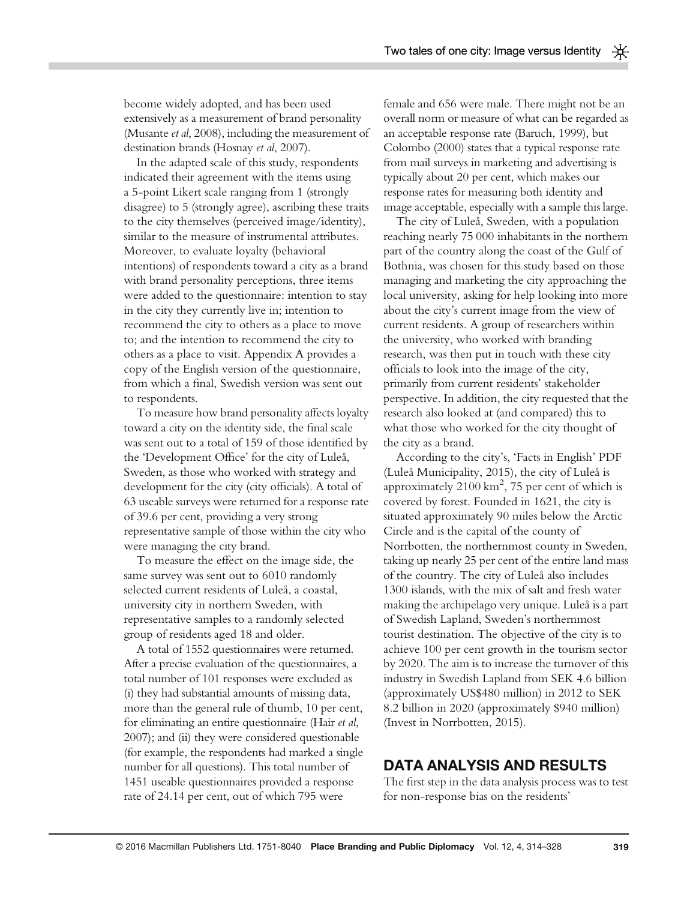become widely adopted, and has been used extensively as a measurement of brand personality (Musante *et al*, 2008), including the measurement of destination brands (Hosnay *et al*, 2007).

In the adapted scale of this study, respondents indicated their agreement with the items using a 5-point Likert scale ranging from 1 (strongly disagree) to 5 (strongly agree), ascribing these traits to the city themselves (perceived image/identity), similar to the measure of instrumental attributes. Moreover, to evaluate loyalty (behavioral intentions) of respondents toward a city as a brand with brand personality perceptions, three items were added to the questionnaire: intention to stay in the city they currently live in; intention to recommend the city to others as a place to move to; and the intention to recommend the city to others as a place to visit. Appendix A provides a copy of the English version of the questionnaire, from which a final, Swedish version was sent out to respondents.

To measure how brand personality affects loyalty toward a city on the identity side, the final scale was sent out to a total of 159 of those identified by the 'Development Office' for the city of Luleå, Sweden, as those who worked with strategy and development for the city (city officials). A total of 63 useable surveys were returned for a response rate of 39.6 per cent, providing a very strong representative sample of those within the city who were managing the city brand.

To measure the effect on the image side, the same survey was sent out to 6010 randomly selected current residents of Luleå, a coastal, university city in northern Sweden, with representative samples to a randomly selected group of residents aged 18 and older.

A total of 1552 questionnaires were returned. After a precise evaluation of the questionnaires, a total number of 101 responses were excluded as (i) they had substantial amounts of missing data, more than the general rule of thumb, 10 per cent, for eliminating an entire questionnaire (Hair *et al*, 2007); and (ii) they were considered questionable (for example, the respondents had marked a single number for all questions). This total number of 1451 useable questionnaires provided a response rate of 24.14 per cent, out of which 795 were female and 656 were male. There might not be an overall norm or measure of what can be regarded as an acceptable response rate (Baruch, 1999), but Colombo (2000) states that a typical response rate from mail surveys in marketing and advertising is typically about 20 per cent, which makes our response rates for measuring both identity and image acceptable, especially with a sample this large.

The city of Luleå, Sweden, with a population reaching nearly 75 000 inhabitants in the northern part of the country along the coast of the Gulf of Bothnia, was chosen for this study based on those managing and marketing the city approaching the local university, asking for help looking into more about the city's current image from the view of current residents. A group of researchers within the university, who worked with branding research, was then put in touch with these city officials to look into the image of the city, primarily from current residents' stakeholder perspective. In addition, the city requested that the research also looked at (and compared) this to what those who worked for the city thought of the city as a brand.

According to the city's, 'Facts in English' PDF (Luleå Municipality, 2015), the city of Luleå is approximately 2100 km$^2$, 75 per cent of which is covered by forest. Founded in 1621, the city is situated approximately 90 miles below the Arctic Circle and is the capital of the county of Norrbotten, the northernmost county in Sweden, taking up nearly 25 per cent of the entire land mass of the country. The city of Luleå also includes 1300 islands, with the mix of salt and fresh water making the archipelago very unique. Luleå is a part of Swedish Lapland, Sweden's northernmost tourist destination. The objective of the city is to achieve 100 per cent growth in the tourism sector by 2020. The aim is to increase the turnover of this industry in Swedish Lapland from SEK 4.6 billion (approximately US$480 million) in 2012 to SEK 8.2 billion in 2020 (approximately $940 million) (Invest in Norrbotten, 2015).

## DATA ANALYSIS AND RESULTS

The first step in the data analysis process was to test for non-response bias on the residents'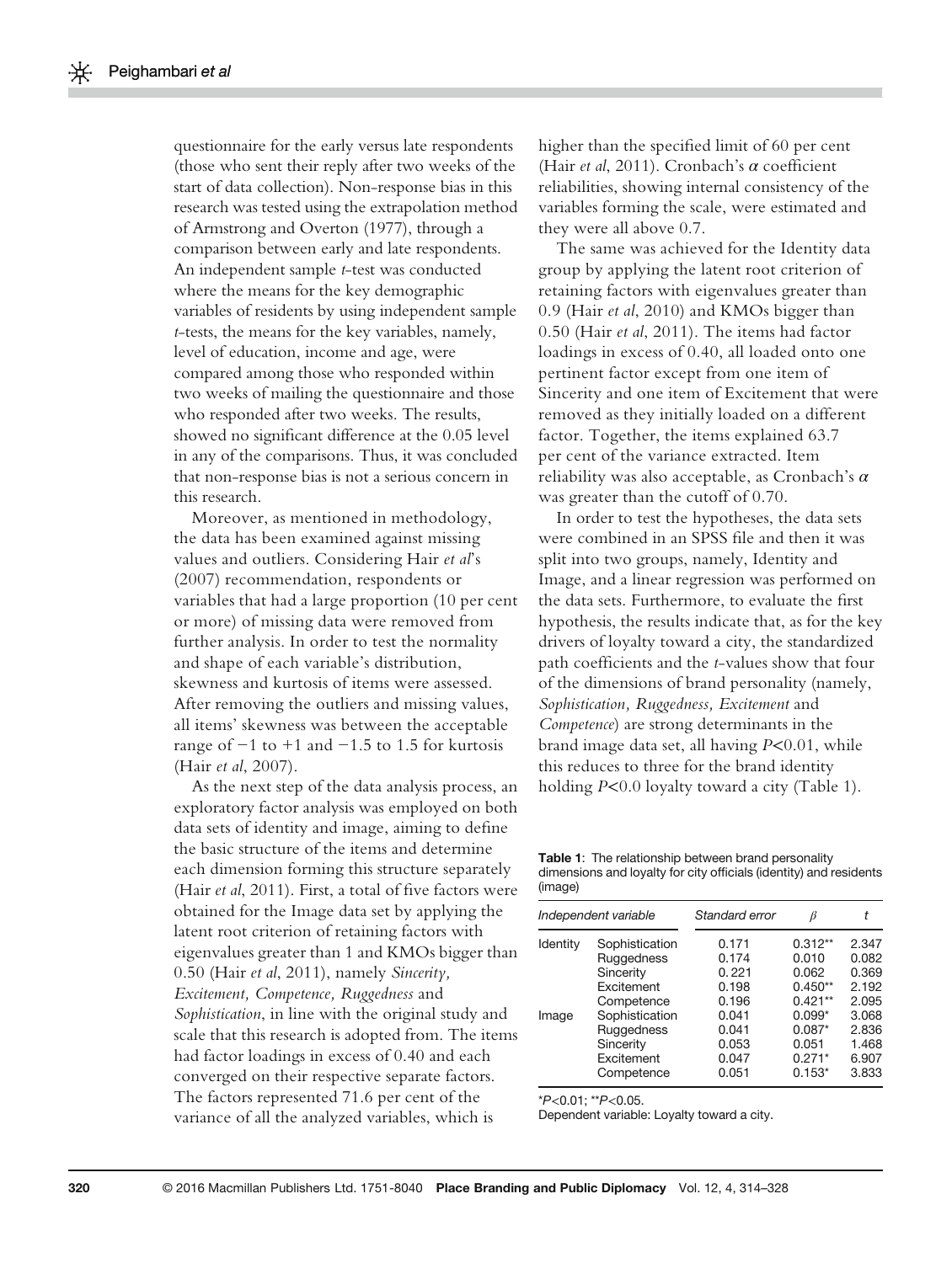questionnaire for the early versus late respondents (those who sent their reply after two weeks of the start of data collection). Non-response bias in this research was tested using the extrapolation method of Armstrong and Overton (1977), through a comparison between early and late respondents. An independent sample *t*-test was conducted where the means for the key demographic variables of residents by using independent sample *t*-tests, the means for the key variables, namely, level of education, income and age, were compared among those who responded within two weeks of mailing the questionnaire and those who responded after two weeks. The results, showed no significant difference at the 0.05 level in any of the comparisons. Thus, it was concluded that non-response bias is not a serious concern in this research.

Moreover, as mentioned in methodology, the data has been examined against missing values and outliers. Considering Hair *et al*'s (2007) recommendation, respondents or variables that had a large proportion (10 per cent or more) of missing data were removed from further analysis. In order to test the normality and shape of each variable's distribution, skewness and kurtosis of items were assessed. After removing the outliers and missing values, all items' skewness was between the acceptable range of −1 to +1 and −1.5 to 1.5 for kurtosis (Hair *et al*, 2007).

As the next step of the data analysis process, an exploratory factor analysis was employed on both data sets of identity and image, aiming to define the basic structure of the items and determine each dimension forming this structure separately (Hair *et al*, 2011). First, a total of five factors were obtained for the Image data set by applying the latent root criterion of retaining factors with eigenvalues greater than 1 and KMOs bigger than 0.50 (Hair *et al*, 2011), namely *Sincerity, Excitement, Competence, Ruggedness* and *Sophistication*, in line with the original study and scale that this research is adopted from. The items had factor loadings in excess of 0.40 and each converged on their respective separate factors. The factors represented 71.6 per cent of the variance of all the analyzed variables, which is higher than the specified limit of 60 per cent (Hair *et al*, 2011). Cronbach's $\alpha$ coefficient reliabilities, showing internal consistency of the variables forming the scale, were estimated and they were all above 0.7.

The same was achieved for the Identity data group by applying the latent root criterion of retaining factors with eigenvalues greater than 0.9 (Hair *et al*, 2010) and KMOs bigger than 0.50 (Hair *et al*, 2011). The items had factor loadings in excess of 0.40, all loaded onto one pertinent factor except from one item of Sincerity and one item of Excitement that were removed as they initially loaded on a different factor. Together, the items explained 63.7 per cent of the variance extracted. Item reliability was also acceptable, as Cronbach's $\alpha$ was greater than the cutoff of 0.70.

In order to test the hypotheses, the data sets were combined in an SPSS file and then it was split into two groups, namely, Identity and Image, and a linear regression was performed on the data sets. Furthermore, to evaluate the first hypothesis, the results indicate that, as for the key drivers of loyalty toward a city, the standardized path coefficients and the *t*-values show that four of the dimensions of brand personality (namely, *Sophistication, Ruggedness, Excitement* and *Competence*) are strong determinants in the brand image data set, all having $P<0.01$, while this reduces to three for the brand identity holding $P<0.0$ loyalty toward a city (Table 1).

**Table 1**: The relationship between brand personality dimensions and loyalty for city officials (identity) and residents (image)

| Independent variable | | Standard error | $\beta$ | $t$ |
|---|---|---|---|---|
| Identity | Sophistication | 0.171 | 0.312** | 2.347 |
| | Ruggedness | 0.174 | 0.010 | 0.082 |
| | Sincerity | 0.221 | 0.062 | 0.369 |
| | Excitement | 0.198 | 0.450** | 2.192 |
| | Competence | 0.196 | 0.421** | 2.095 |
| Image | Sophistication | 0.041 | 0.099* | 3.068 |
| | Ruggedness | 0.041 | 0.087* | 2.836 |
| | Sincerity | 0.053 | 0.051 | 1.468 |
| | Excitement | 0.047 | 0.271* | 6.907 |
| | Competence | 0.051 | 0.153* | 3.833 |

*$P<0.01$; **$P<0.05$.

Dependent variable: Loyalty toward a city.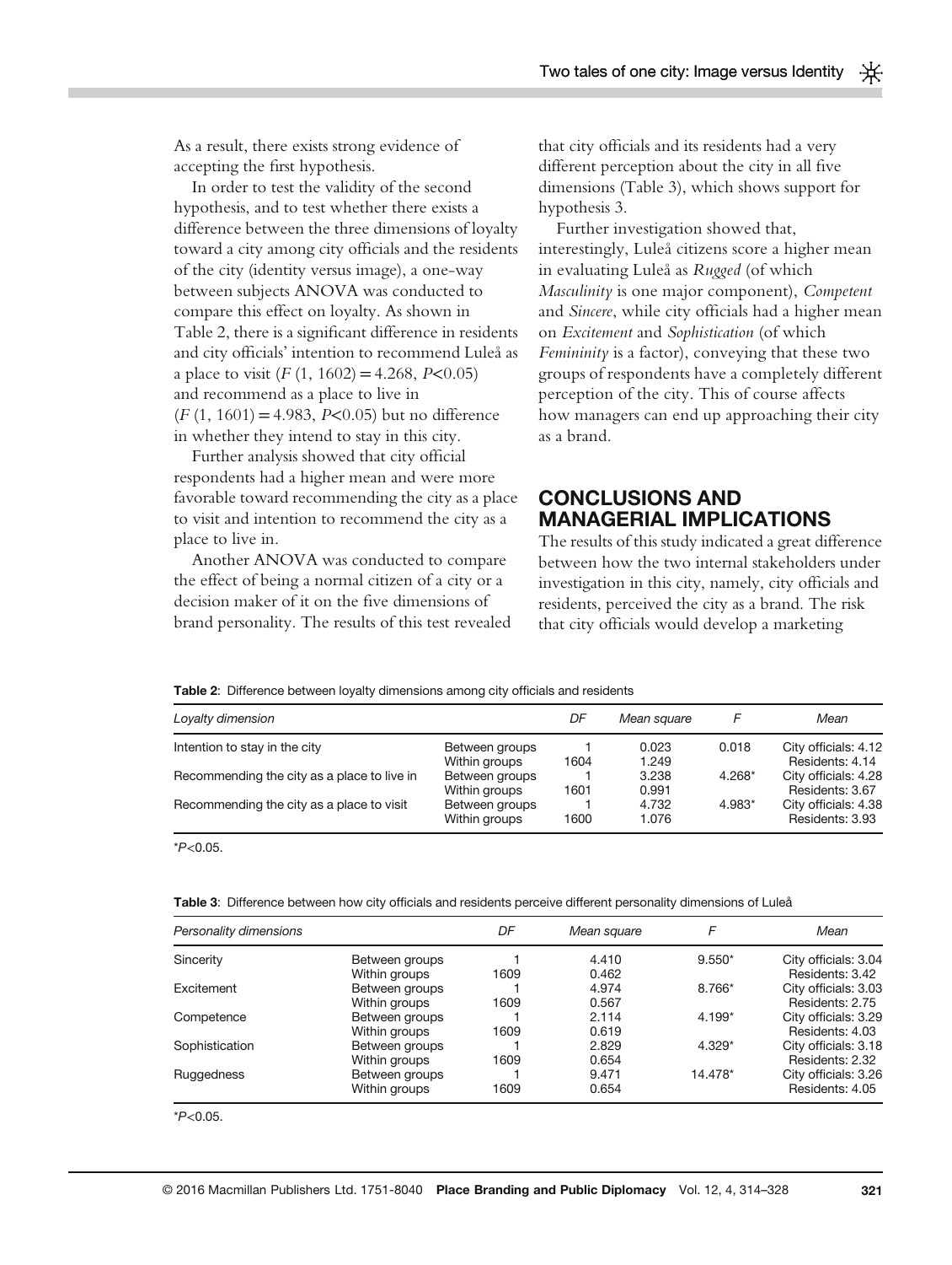As a result, there exists strong evidence of accepting the first hypothesis.

In order to test the validity of the second hypothesis, and to test whether there exists a difference between the three dimensions of loyalty toward a city among city officials and the residents of the city (identity versus image), a one-way between subjects ANOVA was conducted to compare this effect on loyalty. As shown in Table 2, there is a significant difference in residents and city officials' intention to recommend Luleå as a place to visit ($F$ (1, 1602) = 4.268, $P$<0.05) and recommend as a place to live in ($F$ (1, 1601) = 4.983, $P$<0.05) but no difference in whether they intend to stay in this city.

Further analysis showed that city official respondents had a higher mean and were more favorable toward recommending the city as a place to visit and intention to recommend the city as a place to live in.

Another ANOVA was conducted to compare the effect of being a normal citizen of a city or a decision maker of it on the five dimensions of brand personality. The results of this test revealed that city officials and its residents had a very different perception about the city in all five dimensions (Table 3), which shows support for hypothesis 3.

Further investigation showed that, interestingly, Luleå citizens score a higher mean in evaluating Luleå as *Rugged* (of which *Masculinity* is one major component), *Competent* and *Sincere*, while city officials had a higher mean on *Excitement* and *Sophistication* (of which *Femininity* is a factor), conveying that these two groups of respondents have a completely different perception of the city. This of course affects how managers can end up approaching their city as a brand.

## CONCLUSIONS AND MANAGERIAL IMPLICATIONS

The results of this study indicated a great difference between how the two internal stakeholders under investigation in this city, namely, city officials and residents, perceived the city as a brand. The risk that city officials would develop a marketing

**Table 2**: Difference between loyalty dimensions among city officials and residents

| *Loyalty dimension* | | *DF* | *Mean square* | *F* | *Mean* |
|---|---|---|---|---|---|
| Intention to stay in the city | Between groups | 1 | 0.023 | 0.018 | City officials: 4.12 |
| | Within groups | 1604 | 1.249 | | Residents: 4.14 |
| Recommending the city as a place to live in | Between groups | 1 | 3.238 | 4.268* | City officials: 4.28 |
| | Within groups | 1601 | 0.991 | | Residents: 3.67 |
| Recommending the city as a place to visit | Between groups | 1 | 4.732 | 4.983* | City officials: 4.38 |
| | Within groups | 1600 | 1.076 | | Residents: 3.93 |

*$P$<0.05.

**Table 3**: Difference between how city officials and residents perceive different personality dimensions of Luleå

| *Personality dimensions* | | *DF* | *Mean square* | *F* | *Mean* |
|---|---|---|---|---|---|
| Sincerity | Between groups | 1 | 4.410 | 9.550* | City officials: 3.04 |
| | Within groups | 1609 | 0.462 | | Residents: 3.42 |
| Excitement | Between groups | 1 | 4.974 | 8.766* | City officials: 3.03 |
| | Within groups | 1609 | 0.567 | | Residents: 2.75 |
| Competence | Between groups | 1 | 2.114 | 4.199* | City officials: 3.29 |
| | Within groups | 1609 | 0.619 | | Residents: 4.03 |
| Sophistication | Between groups | 1 | 2.829 | 4.329* | City officials: 3.18 |
| | Within groups | 1609 | 0.654 | | Residents: 2.32 |
| Ruggedness | Between groups | 1 | 9.471 | 14.478* | City officials: 3.26 |
| | Within groups | 1609 | 0.654 | | Residents: 4.05 |

*$P$<0.05.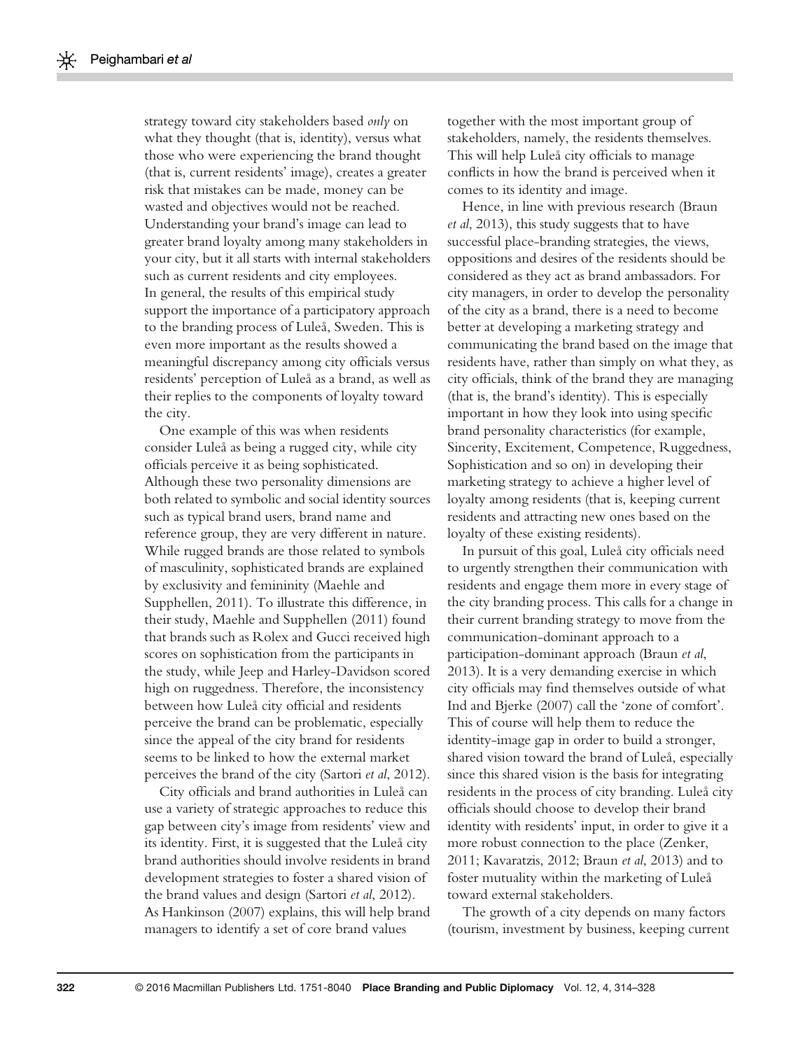strategy toward city stakeholders based *only* on what they thought (that is, identity), versus what those who were experiencing the brand thought (that is, current residents' image), creates a greater risk that mistakes can be made, money can be wasted and objectives would not be reached. Understanding your brand's image can lead to greater brand loyalty among many stakeholders in your city, but it all starts with internal stakeholders such as current residents and city employees. In general, the results of this empirical study support the importance of a participatory approach to the branding process of Luleå, Sweden. This is even more important as the results showed a meaningful discrepancy among city officials versus residents' perception of Luleå as a brand, as well as their replies to the components of loyalty toward the city.

One example of this was when residents consider Luleå as being a rugged city, while city officials perceive it as being sophisticated. Although these two personality dimensions are both related to symbolic and social identity sources such as typical brand users, brand name and reference group, they are very different in nature. While rugged brands are those related to symbols of masculinity, sophisticated brands are explained by exclusivity and femininity (Maehle and Supphellen, 2011). To illustrate this difference, in their study, Maehle and Supphellen (2011) found that brands such as Rolex and Gucci received high scores on sophistication from the participants in the study, while Jeep and Harley-Davidson scored high on ruggedness. Therefore, the inconsistency between how Luleå city official and residents perceive the brand can be problematic, especially since the appeal of the city brand for residents seems to be linked to how the external market perceives the brand of the city (Sartori *et al*, 2012).

City officials and brand authorities in Luleå can use a variety of strategic approaches to reduce this gap between city's image from residents' view and its identity. First, it is suggested that the Luleå city brand authorities should involve residents in brand development strategies to foster a shared vision of the brand values and design (Sartori *et al*, 2012). As Hankinson (2007) explains, this will help brand managers to identify a set of core brand values together with the most important group of stakeholders, namely, the residents themselves. This will help Luleå city officials to manage conflicts in how the brand is perceived when it comes to its identity and image.

Hence, in line with previous research (Braun *et al*, 2013), this study suggests that to have successful place-branding strategies, the views, oppositions and desires of the residents should be considered as they act as brand ambassadors. For city managers, in order to develop the personality of the city as a brand, there is a need to become better at developing a marketing strategy and communicating the brand based on the image that residents have, rather than simply on what they, as city officials, think of the brand they are managing (that is, the brand's identity). This is especially important in how they look into using specific brand personality characteristics (for example, Sincerity, Excitement, Competence, Ruggedness, Sophistication and so on) in developing their marketing strategy to achieve a higher level of loyalty among residents (that is, keeping current residents and attracting new ones based on the loyalty of these existing residents).

In pursuit of this goal, Luleå city officials need to urgently strengthen their communication with residents and engage them more in every stage of the city branding process. This calls for a change in their current branding strategy to move from the communication-dominant approach to a participation-dominant approach (Braun *et al*, 2013). It is a very demanding exercise in which city officials may find themselves outside of what Ind and Bjerke (2007) call the 'zone of comfort'. This of course will help them to reduce the identity-image gap in order to build a stronger, shared vision toward the brand of Luleå, especially since this shared vision is the basis for integrating residents in the process of city branding. Luleå city officials should choose to develop their brand identity with residents' input, in order to give it a more robust connection to the place (Zenker, 2011; Kavaratzis, 2012; Braun *et al*, 2013) and to foster mutuality within the marketing of Luleå toward external stakeholders.

The growth of a city depends on many factors (tourism, investment by business, keeping current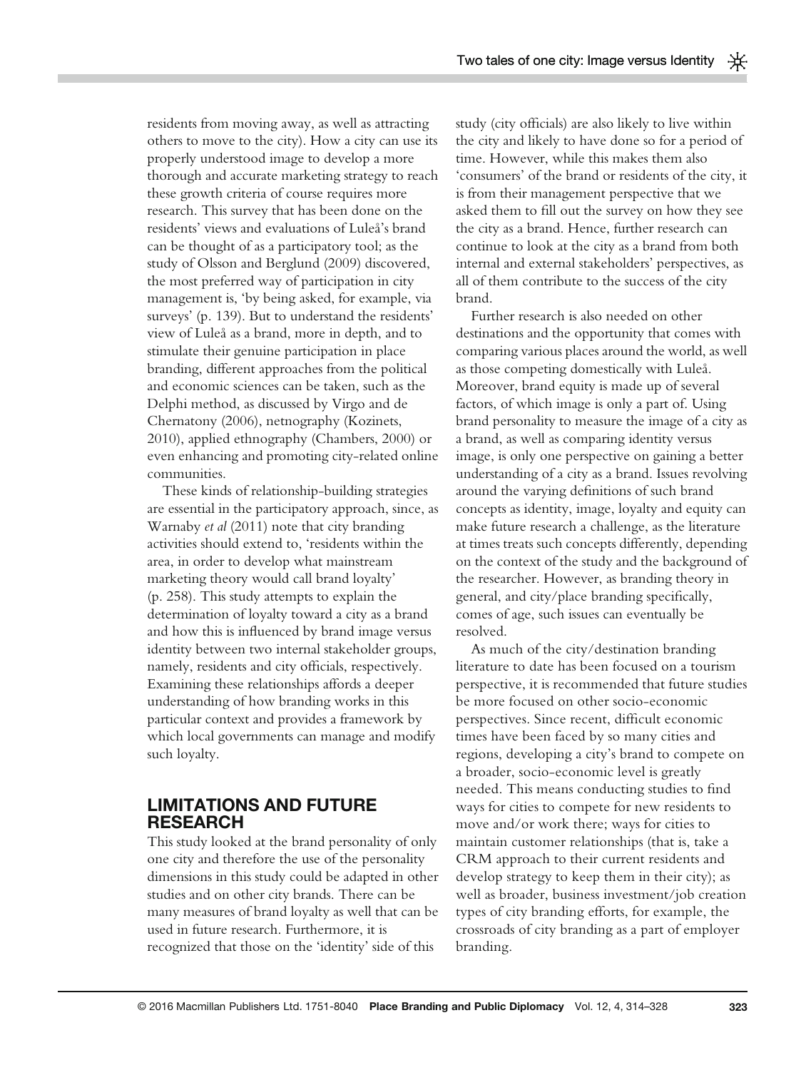residents from moving away, as well as attracting others to move to the city). How a city can use its properly understood image to develop a more thorough and accurate marketing strategy to reach these growth criteria of course requires more research. This survey that has been done on the residents' views and evaluations of Luleå's brand can be thought of as a participatory tool; as the study of Olsson and Berglund (2009) discovered, the most preferred way of participation in city management is, 'by being asked, for example, via surveys' (p. 139). But to understand the residents' view of Luleå as a brand, more in depth, and to stimulate their genuine participation in place branding, different approaches from the political and economic sciences can be taken, such as the Delphi method, as discussed by Virgo and de Chernatony (2006), netnography (Kozinets, 2010), applied ethnography (Chambers, 2000) or even enhancing and promoting city-related online communities.

These kinds of relationship-building strategies are essential in the participatory approach, since, as Warnaby *et al* (2011) note that city branding activities should extend to, 'residents within the area, in order to develop what mainstream marketing theory would call brand loyalty' (p. 258). This study attempts to explain the determination of loyalty toward a city as a brand and how this is influenced by brand image versus identity between two internal stakeholder groups, namely, residents and city officials, respectively. Examining these relationships affords a deeper understanding of how branding works in this particular context and provides a framework by which local governments can manage and modify such loyalty.

## LIMITATIONS AND FUTURE RESEARCH

This study looked at the brand personality of only one city and therefore the use of the personality dimensions in this study could be adapted in other studies and on other city brands. There can be many measures of brand loyalty as well that can be used in future research. Furthermore, it is recognized that those on the 'identity' side of this study (city officials) are also likely to live within the city and likely to have done so for a period of time. However, while this makes them also 'consumers' of the brand or residents of the city, it is from their management perspective that we asked them to fill out the survey on how they see the city as a brand. Hence, further research can continue to look at the city as a brand from both internal and external stakeholders' perspectives, as all of them contribute to the success of the city brand.

Further research is also needed on other destinations and the opportunity that comes with comparing various places around the world, as well as those competing domestically with Luleå. Moreover, brand equity is made up of several factors, of which image is only a part of. Using brand personality to measure the image of a city as a brand, as well as comparing identity versus image, is only one perspective on gaining a better understanding of a city as a brand. Issues revolving around the varying definitions of such brand concepts as identity, image, loyalty and equity can make future research a challenge, as the literature at times treats such concepts differently, depending on the context of the study and the background of the researcher. However, as branding theory in general, and city/place branding specifically, comes of age, such issues can eventually be resolved.

As much of the city/destination branding literature to date has been focused on a tourism perspective, it is recommended that future studies be more focused on other socio-economic perspectives. Since recent, difficult economic times have been faced by so many cities and regions, developing a city's brand to compete on a broader, socio-economic level is greatly needed. This means conducting studies to find ways for cities to compete for new residents to move and/or work there; ways for cities to maintain customer relationships (that is, take a CRM approach to their current residents and develop strategy to keep them in their city); as well as broader, business investment/job creation types of city branding efforts, for example, the crossroads of city branding as a part of employer branding.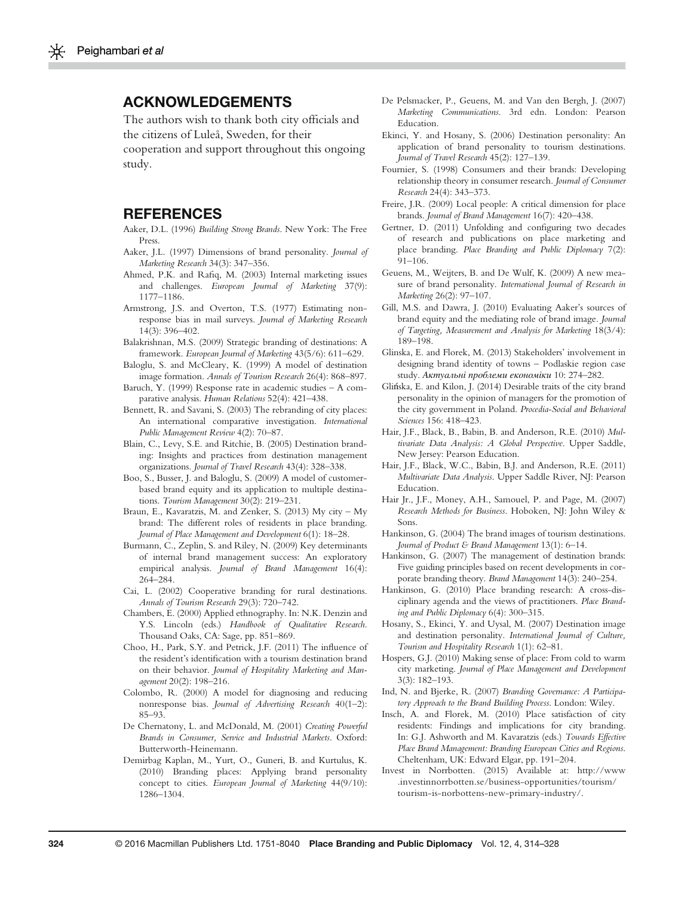## ACKNOWLEDGEMENTS

The authors wish to thank both city officials and the citizens of Luleå, Sweden, for their cooperation and support throughout this ongoing study.

## REFERENCES

Aaker, D.L. (1996) *Building Strong Brands*. New York: The Free Press.

Aaker, J.L. (1997) Dimensions of brand personality. *Journal of Marketing Research* 34(3): 347–356.

Ahmed, P.K. and Rafiq, M. (2003) Internal marketing issues and challenges. *European Journal of Marketing* 37(9): 1177–1186.

Armstrong, J.S. and Overton, T.S. (1977) Estimating non-response bias in mail surveys. *Journal of Marketing Research* 14(3): 396–402.

Balakrishnan, M.S. (2009) Strategic branding of destinations: A framework. *European Journal of Marketing* 43(5/6): 611–629.

Baloglu, S. and McCleary, K. (1999) A model of destination image formation. *Annals of Tourism Research* 26(4): 868–897.

Baruch, Y. (1999) Response rate in academic studies – A comparative analysis. *Human Relations* 52(4): 421–438.

Bennett, R. and Savani, S. (2003) The rebranding of city places: An international comparative investigation. *International Public Management Review* 4(2): 70–87.

Blain, C., Levy, S.E. and Ritchie, B. (2005) Destination branding: Insights and practices from destination management organizations. *Journal of Travel Research* 43(4): 328–338.

Boo, S., Busser, J. and Baloglu, S. (2009) A model of customer-based brand equity and its application to multiple destinations. *Tourism Management* 30(2): 219–231.

Braun, E., Kavaratzis, M. and Zenker, S. (2013) My city – My brand: The different roles of residents in place branding. *Journal of Place Management and Development* 6(1): 18–28.

Burmann, C., Zeplin, S. and Riley, N. (2009) Key determinants of internal brand management success: An exploratory empirical analysis. *Journal of Brand Management* 16(4): 264–284.

Cai, L. (2002) Cooperative branding for rural destinations. *Annals of Tourism Research* 29(3): 720–742.

Chambers, E. (2000) Applied ethnography. In: N.K. Denzin and Y.S. Lincoln (eds.) *Handbook of Qualitative Research*. Thousand Oaks, CA: Sage, pp. 851–869.

Choo, H., Park, S.Y. and Petrick, J.F. (2011) The influence of the resident's identification with a tourism destination brand on their behavior. *Journal of Hospitality Marketing and Management* 20(2): 198–216.

Colombo, R. (2000) A model for diagnosing and reducing nonresponse bias. *Journal of Advertising Research* 40(1–2): 85–93.

De Chernatony, L. and McDonald, M. (2001) *Creating Powerful Brands in Consumer, Service and Industrial Markets*. Oxford: Butterworth-Heinemann.

Demirbag Kaplan, M., Yurt, O., Guneri, B. and Kurtulus, K. (2010) Branding places: Applying brand personality concept to cities. *European Journal of Marketing* 44(9/10): 1286–1304.

De Pelsmacker, P., Geuens, M. and Van den Bergh, J. (2007) *Marketing Communications*. 3rd edn. London: Pearson Education.

Ekinci, Y. and Hosany, S. (2006) Destination personality: An application of brand personality to tourism destinations. *Journal of Travel Research* 45(2): 127–139.

Fournier, S. (1998) Consumers and their brands: Developing relationship theory in consumer research. *Journal of Consumer Research* 24(4): 343–373.

Freire, J.R. (2009) Local people: A critical dimension for place brands. *Journal of Brand Management* 16(7): 420–438.

Gertner, D. (2011) Unfolding and configuring two decades of research and publications on place marketing and place branding. *Place Branding and Public Diplomacy* 7(2): 91–106.

Geuens, M., Weijters, B. and De Wulf, K. (2009) A new measure of brand personality. *International Journal of Research in Marketing* 26(2): 97–107.

Gill, M.S. and Dawra, J. (2010) Evaluating Aaker's sources of brand equity and the mediating role of brand image. *Journal of Targeting, Measurement and Analysis for Marketing* 18(3/4): 189–198.

Glinska, E. and Florek, M. (2013) Stakeholders' involvement in designing brand identity of towns – Podlaskie region case study. *Актуальні проблеми економіки* 10: 274–282.

Glińska, E. and Kilon, J. (2014) Desirable traits of the city brand personality in the opinion of managers for the promotion of the city government in Poland. *Procedia-Social and Behavioral Sciences* 156: 418–423.

Hair, J.F., Black, B., Babin, B. and Anderson, R.E. (2010) *Multivariate Data Analysis: A Global Perspective*. Upper Saddle, New Jersey: Pearson Education.

Hair, J.F., Black, W.C., Babin, B.J. and Anderson, R.E. (2011) *Multivariate Data Analysis*. Upper Saddle River, NJ: Pearson Education.

Hair Jr., J.F., Money, A.H., Samouel, P. and Page, M. (2007) *Research Methods for Business*. Hoboken, NJ: John Wiley & Sons.

Hankinson, G. (2004) The brand images of tourism destinations. *Journal of Product & Brand Management* 13(1): 6–14.

Hankinson, G. (2007) The management of destination brands: Five guiding principles based on recent developments in corporate branding theory. *Brand Management* 14(3): 240–254.

Hankinson, G. (2010) Place branding research: A cross-disciplinary agenda and the views of practitioners. *Place Branding and Public Diplomacy* 6(4): 300–315.

Hosany, S., Ekinci, Y. and Uysal, M. (2007) Destination image and destination personality. *International Journal of Culture, Tourism and Hospitality Research* 1(1): 62–81.

Hospers, G.J. (2010) Making sense of place: From cold to warm city marketing. *Journal of Place Management and Development* 3(3): 182–193.

Ind, N. and Bjerke, R. (2007) *Branding Governance: A Participatory Approach to the Brand Building Process*. London: Wiley.

Insch, A. and Florek, M. (2010) Place satisfaction of city residents: Findings and implications for city branding. In: G.J. Ashworth and M. Kavaratzis (eds.) *Towards Effective Place Brand Management: Branding European Cities and Regions*. Cheltenham, UK: Edward Elgar, pp. 191–204.

Invest in Norrbotten. (2015) Available at: http://www.investinnorrbotten.se/business-opportunities/tourism/tourism-is-norbottens-new-primary-industry/.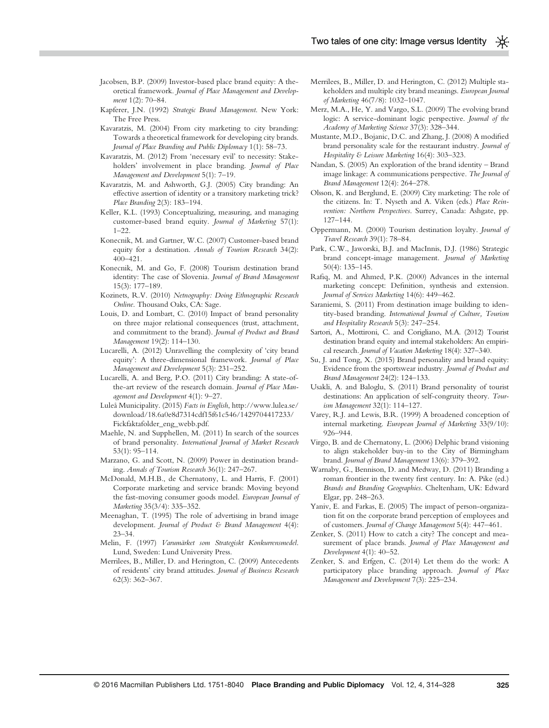Jacobsen, B.P. (2009) Investor-based place brand equity: A theoretical framework. *Journal of Place Management and Development* 1(2): 70–84.

Kapferer, J.N. (1992) *Strategic Brand Management*. New York: The Free Press.

Kavaratzis, M. (2004) From city marketing to city branding: Towards a theoretical framework for developing city brands. *Journal of Place Branding and Public Diplomacy* 1(1): 58–73.

Kavaratzis, M. (2012) From 'necessary evil' to necessity: Stakeholders' involvement in place branding. *Journal of Place Management and Development* 5(1): 7–19.

Kavaratzis, M. and Ashworth, G.J. (2005) City branding: An effective assertion of identity or a transitory marketing trick? *Place Branding* 2(3): 183–194.

Keller, K.L. (1993) Conceptualizing, measuring, and managing customer-based brand equity. *Journal of Marketing* 57(1): 1–22.

Konecnik, M. and Gartner, W.C. (2007) Customer-based brand equity for a destination. *Annals of Tourism Research* 34(2): 400–421.

Konecnik, M. and Go, F. (2008) Tourism destination brand identity: The case of Slovenia. *Journal of Brand Management* 15(3): 177–189.

Kozinets, R.V. (2010) *Netnography: Doing Ethnographic Research Online*. Thousand Oaks, CA: Sage.

Louis, D. and Lombart, C. (2010) Impact of brand personality on three major relational consequences (trust, attachment, and commitment to the brand). *Journal of Product and Brand Management* 19(2): 114–130.

Lucarelli, A. (2012) Unravelling the complexity of 'city brand equity': A three-dimensional framework. *Journal of Place Management and Development* 5(3): 231–252.

Lucarelli, A. and Berg, P.O. (2011) City branding: A state-of-the-art review of the research domain. *Journal of Place Management and Development* 4(1): 9–27.

Luleå Municipality. (2015) *Facts in English*, http://www.lulea.se/download/18.6a0e8d7314cdf15f61c546/1429704417233/Fickfaktafolder_eng_webb.pdf.

Maehle, N. and Supphellen, M. (2011) In search of the sources of brand personality. *International Journal of Market Research* 53(1): 95–114.

Marzano, G. and Scott, N. (2009) Power in destination branding. *Annals of Tourism Research* 36(1): 247–267.

McDonald, M.H.B., de Chernatony, L. and Harris, F. (2001) Corporate marketing and service brands: Moving beyond the fast-moving consumer goods model. *European Journal of Marketing* 35(3/4): 335–352.

Meenaghan, T. (1995) The role of advertising in brand image development. *Journal of Product & Brand Management* 4(4): 23–34.

Melin, F. (1997) *Varumärket som Strategiskt Konkurrensmedel*. Lund, Sweden: Lund University Press.

Merrilees, B., Miller, D. and Herington, C. (2009) Antecedents of residents' city brand attitudes. *Journal of Business Research* 62(3): 362–367.

Merrilees, B., Miller, D. and Herington, C. (2012) Multiple stakeholders and multiple city brand meanings. *European Journal of Marketing* 46(7/8): 1032–1047.

Merz, M.A., He, Y. and Vargo, S.L. (2009) The evolving brand logic: A service-dominant logic perspective. *Journal of the Academy of Marketing Science* 37(3): 328–344.

Mustante, M.D., Bojanic, D.C. and Zhang, J. (2008) A modified brand personality scale for the restaurant industry. *Journal of Hospitality & Leisure Marketing* 16(4): 303–323.

Nandan, S. (2005) An exploration of the brand identity – Brand image linkage: A communications perspective. *The Journal of Brand Management* 12(4): 264–278.

Olsson, K. and Berglund, E. (2009) City marketing: The role of the citizens. In: T. Nyseth and A. Viken (eds.) *Place Reinvention: Northern Perspectives*. Surrey, Canada: Ashgate, pp. 127–144.

Oppermann, M. (2000) Tourism destination loyalty. *Journal of Travel Research* 39(1): 78–84.

Park, C.W., Jaworski, B.J. and MacInnis, D.J. (1986) Strategic brand concept-image management. *Journal of Marketing* 50(4): 135–145.

Rafiq, M. and Ahmed, P.K. (2000) Advances in the internal marketing concept: Definition, synthesis and extension. *Journal of Services Marketing* 14(6): 449–462.

Saraniemi, S. (2011) From destination image building to identity-based branding. *International Journal of Culture, Tourism and Hospitality Research* 5(3): 247–254.

Sartori, A., Mottironi, C. and Corigliano, M.A. (2012) Tourist destination brand equity and internal stakeholders: An empirical research. *Journal of Vacation Marketing* 18(4): 327–340.

Su, J. and Tong, X. (2015) Brand personality and brand equity: Evidence from the sportswear industry. *Journal of Product and Brand Management* 24(2): 124–133.

Usakli, A. and Baloglu, S. (2011) Brand personality of tourist destinations: An application of self-congruity theory. *Tourism Management* 32(1): 114–127.

Varey, R.J. and Lewis, B.R. (1999) A broadened conception of internal marketing. *European Journal of Marketing* 33(9/10): 926–944.

Virgo, B. and de Chernatony, L. (2006) Delphic brand visioning to align stakeholder buy-in to the City of Birmingham brand. *Journal of Brand Management* 13(6): 379–392.

Warnaby, G., Bennison, D. and Medway, D. (2011) Branding a roman frontier in the twenty first century. In: A. Pike (ed.) *Brands and Branding Geographies*. Cheltenham, UK: Edward Elgar, pp. 248–263.

Yaniv, E. and Farkas, E. (2005) The impact of person-organization fit on the corporate brand perception of employees and of customers. *Journal of Change Management* 5(4): 447–461.

Zenker, S. (2011) How to catch a city? The concept and measurement of place brands. *Journal of Place Management and Development* 4(1): 40–52.

Zenker, S. and Erfgen, C. (2014) Let them do the work: A participatory place branding approach. *Journal of Place Management and Development* 7(3): 225–234.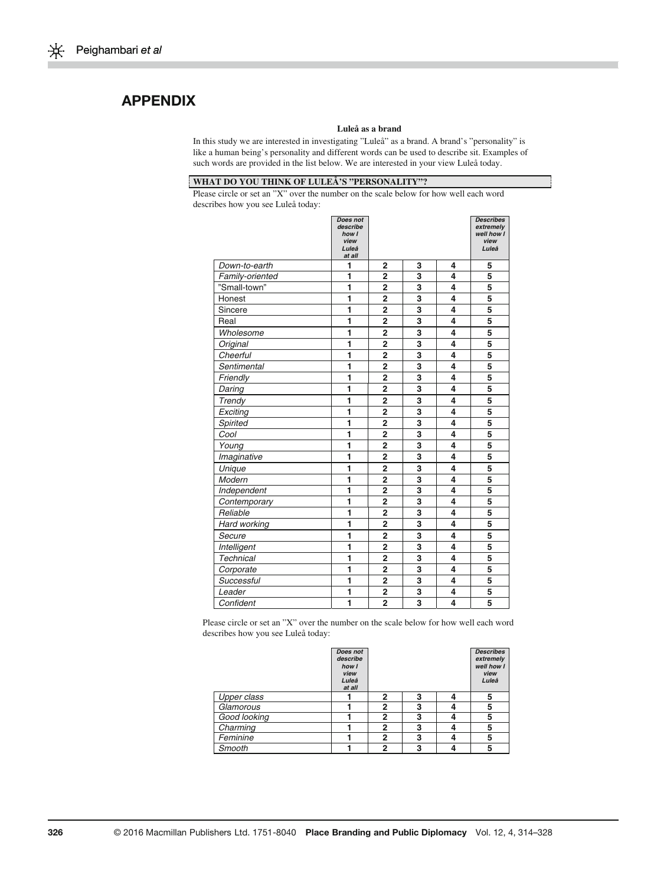# APPENDIX

**Luleå as a brand**

In this study we are interested in investigating "Luleå" as a brand. A brand's "personality" is like a human being's personality and different words can be used to describe sit. Examples of such words are provided in the list below. We are interested in your view Luleå today.

**WHAT DO YOU THINK OF LULEÅ'S "PERSONALITY"?**

Please circle or set an "X" over the number on the scale below for how well each word describes how you see Luleå today:

| | *Does not describe how I view Luleå at all* | | | | *Describes extremely well how I view Luleå* |
|---|---|---|---|---|---|
| *Down-to-earth* | 1 | 2 | 3 | 4 | 5 |
| *Family-oriented* | 1 | 2 | 3 | 4 | 5 |
| "Small-town" | 1 | 2 | 3 | 4 | 5 |
| Honest | 1 | 2 | 3 | 4 | 5 |
| Sincere | 1 | 2 | 3 | 4 | 5 |
| Real | 1 | 2 | 3 | 4 | 5 |
| *Wholesome* | 1 | 2 | 3 | 4 | 5 |
| *Original* | 1 | 2 | 3 | 4 | 5 |
| *Cheerful* | 1 | 2 | 3 | 4 | 5 |
| *Sentimental* | 1 | 2 | 3 | 4 | 5 |
| *Friendly* | 1 | 2 | 3 | 4 | 5 |
| *Daring* | 1 | 2 | 3 | 4 | 5 |
| *Trendy* | 1 | 2 | 3 | 4 | 5 |
| *Exciting* | 1 | 2 | 3 | 4 | 5 |
| *Spirited* | 1 | 2 | 3 | 4 | 5 |
| *Cool* | 1 | 2 | 3 | 4 | 5 |
| *Young* | 1 | 2 | 3 | 4 | 5 |
| *Imaginative* | 1 | 2 | 3 | 4 | 5 |
| *Unique* | 1 | 2 | 3 | 4 | 5 |
| *Modern* | 1 | 2 | 3 | 4 | 5 |
| *Independent* | 1 | 2 | 3 | 4 | 5 |
| *Contemporary* | 1 | 2 | 3 | 4 | 5 |
| *Reliable* | 1 | 2 | 3 | 4 | 5 |
| *Hard working* | 1 | 2 | 3 | 4 | 5 |
| *Secure* | 1 | 2 | 3 | 4 | 5 |
| *Intelligent* | 1 | 2 | 3 | 4 | 5 |
| *Technical* | 1 | 2 | 3 | 4 | 5 |
| *Corporate* | 1 | 2 | 3 | 4 | 5 |
| *Successful* | 1 | 2 | 3 | 4 | 5 |
| *Leader* | 1 | 2 | 3 | 4 | 5 |
| *Confident* | 1 | 2 | 3 | 4 | 5 |

Please circle or set an "X" over the number on the scale below for how well each word describes how you see Luleå today:

| | *Does not describe how I view Luleå at all* | | | | *Describes extremely well how I view Luleå* |
|---|---|---|---|---|---|
| *Upper class* | 1 | 2 | 3 | 4 | 5 |
| *Glamorous* | 1 | 2 | 3 | 4 | 5 |
| *Good looking* | 1 | 2 | 3 | 4 | 5 |
| *Charming* | 1 | 2 | 3 | 4 | 5 |
| *Feminine* | 1 | 2 | 3 | 4 | 5 |
| *Smooth* | 1 | 2 | 3 | 4 | 5 |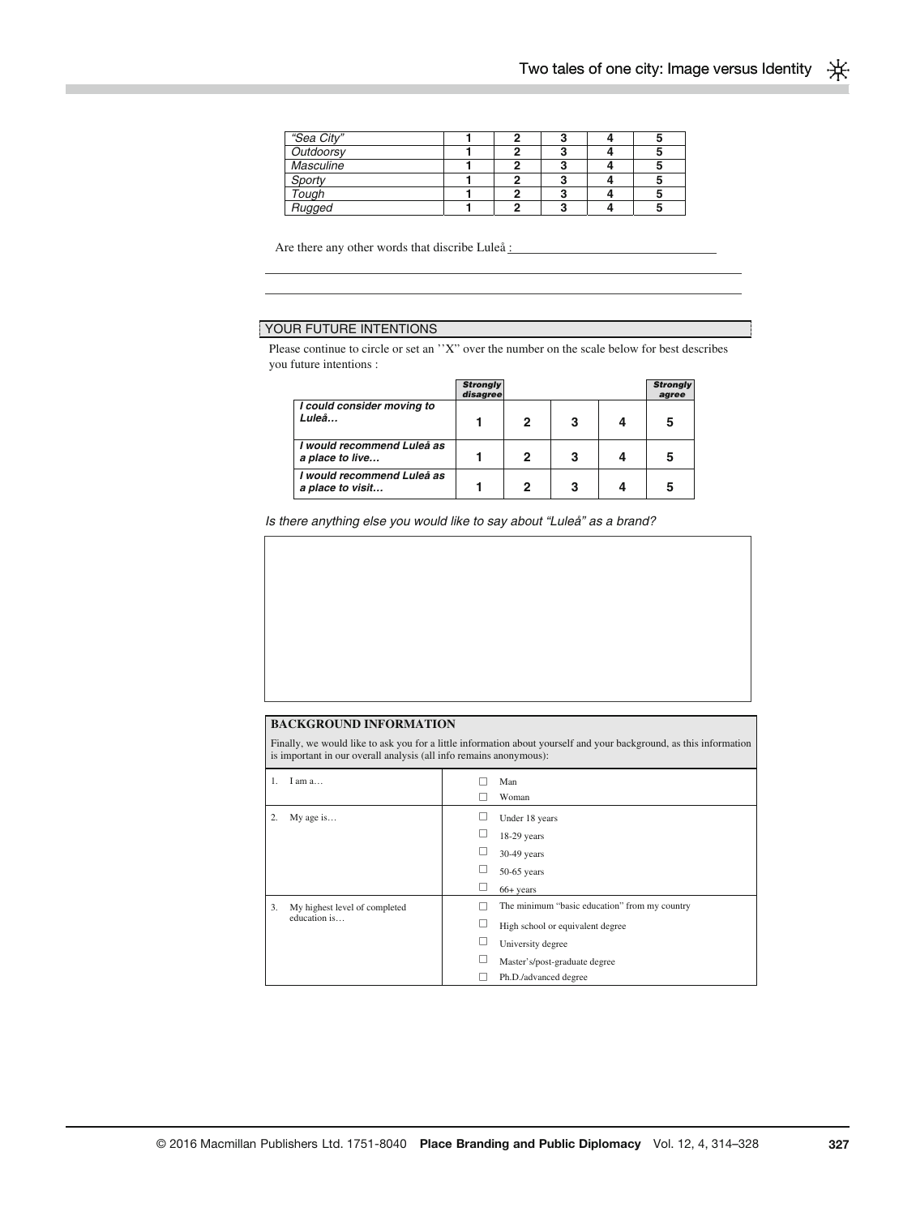| | | | | | |
|---|---|---|---|---|---|
| *"Sea City"* | **1** | **2** | **3** | **4** | **5** |
| *Outdoorsy* | **1** | **2** | **3** | **4** | **5** |
| *Masculine* | **1** | **2** | **3** | **4** | **5** |
| *Sporty* | **1** | **2** | **3** | **4** | **5** |
| *Tough* | **1** | **2** | **3** | **4** | **5** |
| *Rugged* | **1** | **2** | **3** | **4** | **5** |

Are there any other words that discribe Luleå : ________________________________

__________________________________________________________________________

__________________________________________________________________________

## YOUR FUTURE INTENTIONS

Please continue to circle or set an ''X" over the number on the scale below for best describes you future intentions :

| | ***Strongly disagree*** | | | | ***Strongly agree*** |
|---|---|---|---|---|---|
| ***I could consider moving to Luleå…*** | **1** | **2** | **3** | **4** | **5** |
| ***I would recommend Luleå as a place to live…*** | **1** | **2** | **3** | **4** | **5** |
| ***I would recommend Luleå as a place to visit…*** | **1** | **2** | **3** | **4** | **5** |

*Is there anything else you would like to say about "Luleå" as a brand?*

**BACKGROUND INFORMATION**

Finally, we would like to ask you for a little information about yourself and your background, as this information is important in our overall analysis (all info remains anonymous):

| | |
|---|---|
| 1. I am a… | ☐ Man<br>☐ Woman |
| 2. My age is… | ☐ Under 18 years<br>☐ 18-29 years<br>☐ 30-49 years<br>☐ 50-65 years<br>☐ 66+ years |
| 3. My highest level of completed education is… | ☐ The minimum "basic education" from my country<br>☐ High school or equivalent degree<br>☐ University degree<br>☐ Master's/post-graduate degree<br>☐ Ph.D./advanced degree |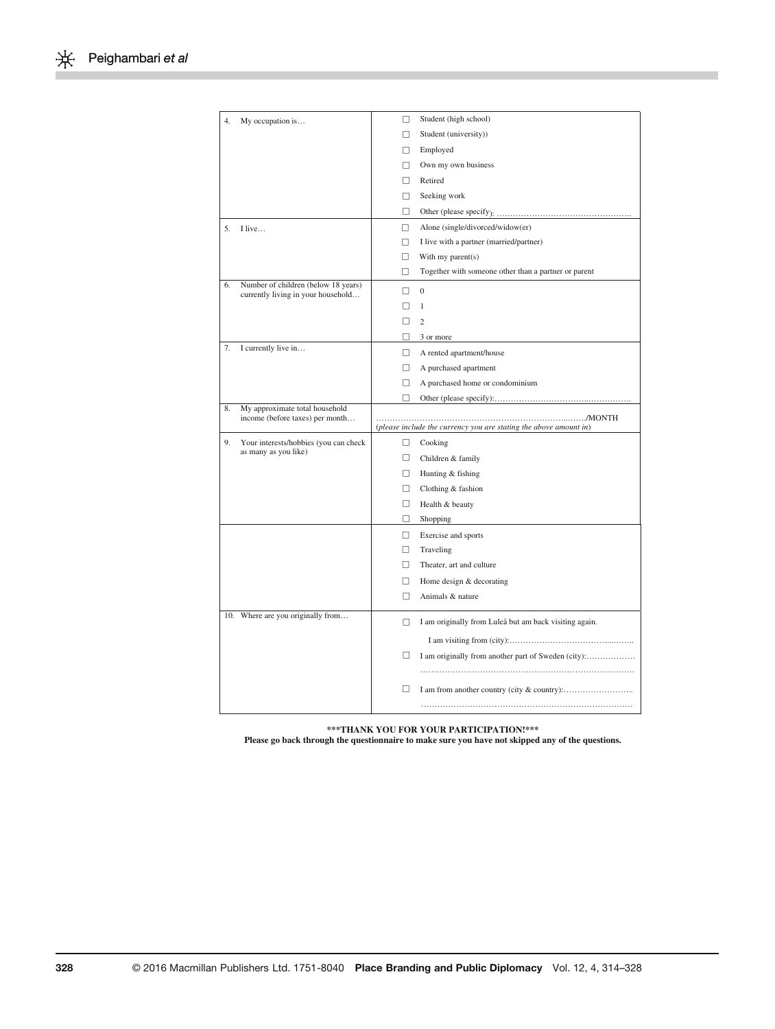| | |
|---|---|
| 4. My occupation is… | ☐ Student (high school)<br>☐ Student (university))<br>☐ Employed<br>☐ Own my own business<br>☐ Retired<br>☐ Seeking work<br>☐ Other (please specify): ……………………………………………….. |
| 5. I live… | ☐ Alone (single/divorced/widow(er)<br>☐ I live with a partner (married/partner)<br>☐ With my parent(s)<br>☐ Together with someone other than a partner or parent |
| 6. Number of children (below 18 years) currently living in your household… | ☐ 0<br>☐ 1<br>☐ 2<br>☐ 3 or more |
| 7. I currently live in… | ☐ A rented apartment/house<br>☐ A purchased apartment<br>☐ A purchased home or condominium<br>☐ Other (please specify):…………………………….……………. |
| 8. My approximate total household income (before taxes) per month… | ………………………………………………………………..……/MONTH<br>(*please include the currency you are stating the above amount in*) |
| 9. Your interests/hobbies (you can check as many as you like) | ☐ Cooking<br>☐ Children & family<br>☐ Hunting & fishing<br>☐ Clothing & fashion<br>☐ Health & beauty<br>☐ Shopping<br>☐ Exercise and sports<br>☐ Traveling<br>☐ Theater, art and culture<br>☐ Home design & decorating<br>☐ Animals & nature |
| 10. Where are you originally from… | ☐ I am originally from Luleå but am back visiting again.<br>I am visiting from (city):……………………………….……..<br>☐ I am originally from another part of Sweden (city):……………… ……………………………………………………………………<br>☐ I am from another country (city & country):…………………….. …………………………………………………………………… |

**\*\*\*THANK YOU FOR YOUR PARTICIPATION!\*\*\***

**Please go back through the questionnaire to make sure you have not skipped any of the questions.**